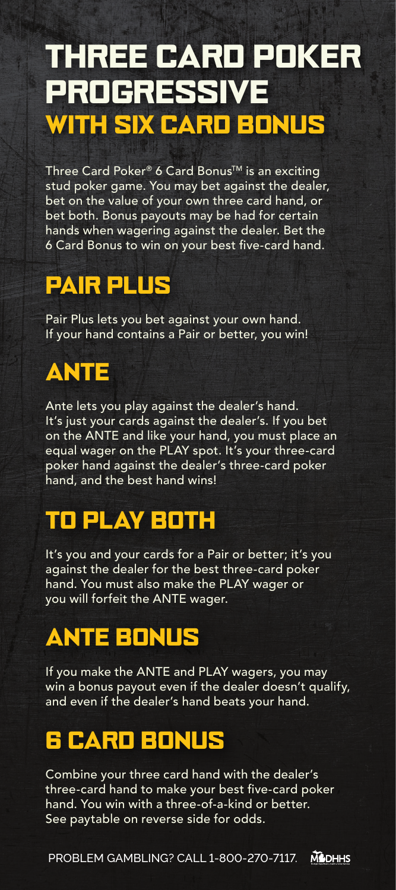# THREE CARD POKER PROGRESSIVE
## WITH SIX CARD BONUS

Three Card Poker® 6 Card Bonus™ is an exciting stud poker game. You may bet against the dealer, bet on the value of your own three card hand, or bet both. Bonus payouts may be had for certain hands when wagering against the dealer. Bet the 6 Card Bonus to win on your best five-card hand.

## PAIR PLUS

Pair Plus lets you bet against your own hand. If your hand contains a Pair or better, you win!

## ANTE

Ante lets you play against the dealer's hand. It's just your cards against the dealer's. If you bet on the ANTE and like your hand, you must place an equal wager on the PLAY spot. It's your three-card poker hand against the dealer's three-card poker hand, and the best hand wins!

## TO PLAY BOTH

It's you and your cards for a Pair or better; it's you against the dealer for the best three-card poker hand. You must also make the PLAY wager or you will forfeit the ANTE wager.

## ANTE BONUS

If you make the ANTE and PLAY wagers, you may win a bonus payout even if the dealer doesn't qualify, and even if the dealer's hand beats your hand.

## 6 CARD BONUS

Combine your three card hand with the dealer's three-card hand to make your best five-card poker hand. You win with a three-of-a-kind or better. See paytable on reverse side for odds.

PROBLEM GAMBLING? CALL 1-800-270-7117. MDHHS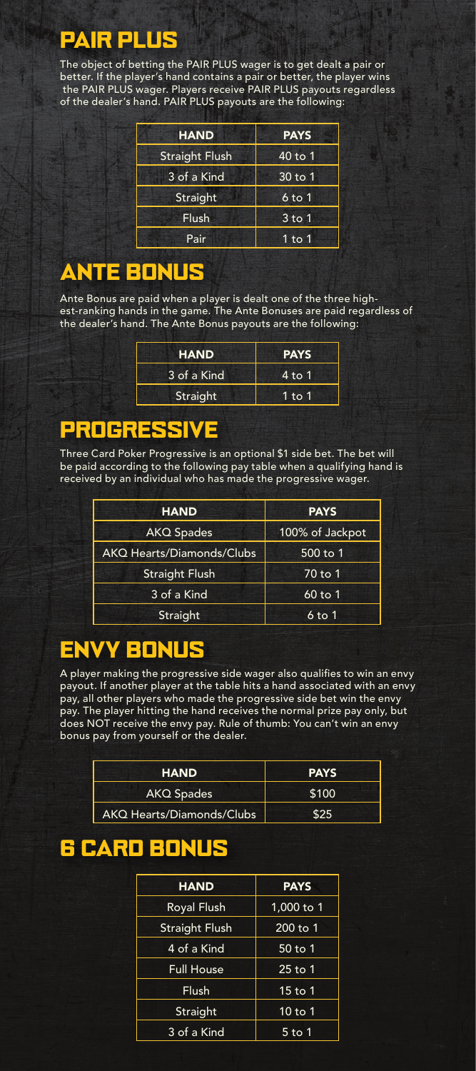## PAIR PLUS

The object of betting the PAIR PLUS wager is to get dealt a pair or better. If the player's hand contains a pair or better, the player wins the PAIR PLUS wager. Players receive PAIR PLUS payouts regardless of the dealer's hand. PAIR PLUS payouts are the following:

| HAND | PAYS |
| --- | --- |
| Straight Flush | 40 to 1 |
| 3 of a Kind | 30 to 1 |
| Straight | 6 to 1 |
| Flush | 3 to 1 |
| Pair | 1 to 1 |

## ANTE BONUS

Ante Bonus are paid when a player is dealt one of the three highest-ranking hands in the game. The Ante Bonuses are paid regardless of the dealer's hand. The Ante Bonus payouts are the following:

| HAND | PAYS |
| --- | --- |
| 3 of a Kind | 4 to 1 |
| Straight | 1 to 1 |

## PROGRESSIVE

Three Card Poker Progressive is an optional $1 side bet. The bet will be paid according to the following pay table when a qualifying hand is received by an individual who has made the progressive wager.

| HAND | PAYS |
| --- | --- |
| AKQ Spades | 100% of Jackpot |
| AKQ Hearts/Diamonds/Clubs | 500 to 1 |
| Straight Flush | 70 to 1 |
| 3 of a Kind | 60 to 1 |
| Straight | 6 to 1 |

## ENVY BONUS

A player making the progressive side wager also qualifies to win an envy payout. If another player at the table hits a hand associated with an envy pay, all other players who made the progressive side bet win the envy pay. The player hitting the hand receives the normal prize pay only, but does NOT receive the envy pay. Rule of thumb: You can't win an envy bonus pay from yourself or the dealer.

| HAND | PAYS |
| --- | --- |
| AKQ Spades | $100 |
| AKQ Hearts/Diamonds/Clubs | $25 |

## 6 CARD BONUS

| HAND | PAYS |
| --- | --- |
| Royal Flush | 1,000 to 1 |
| Straight Flush | 200 to 1 |
| 4 of a Kind | 50 to 1 |
| Full House | 25 to 1 |
| Flush | 15 to 1 |
| Straight | 10 to 1 |
| 3 of a Kind | 5 to 1 |